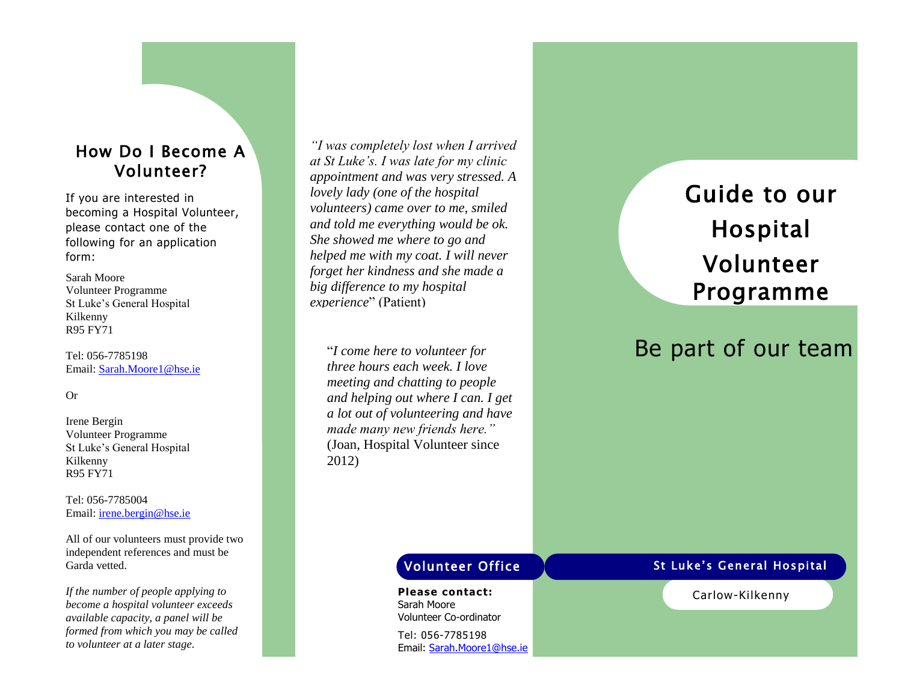## How Do I Become A Volunteer?

If you are interested in becoming a Hospital Volunteer, please contact one of the following for an application form:

Sarah Moore
Volunteer Programme
St Luke's General Hospital
Kilkenny
R95 FY71

Tel: 056-7785198
Email: Sarah.Moore1@hse.ie

Or

Irene Bergin
Volunteer Programme
St Luke's General Hospital
Kilkenny
R95 FY71

Tel: 056-7785004
Email: irene.bergin@hse.ie

All of our volunteers must provide two independent references and must be Garda vetted.

*If the number of people applying to become a hospital volunteer exceeds available capacity, a panel will be formed from which you may be called to volunteer at a later stage.*

*"I was completely lost when I arrived at St Luke's. I was late for my clinic appointment and was very stressed. A lovely lady (one of the hospital volunteers) came over to me, smiled and told me everything would be ok. She showed me where to go and helped me with my coat. I will never forget her kindness and she made a big difference to my hospital experience*" (Patient)

"*I come here to volunteer for three hours each week. I love meeting and chatting to people and helping out where I can. I get a lot out of volunteering and have made many new friends here."* (Joan, Hospital Volunteer since 2012)

### Volunteer Office

**Please contact:**
Sarah Moore
Volunteer Co-ordinator

Tel: 056-7785198
Email: Sarah.Moore1@hse.ie

# Guide to our Hospital Volunteer Programme

## Be part of our team

**St Luke's General Hospital**

Carlow-Kilkenny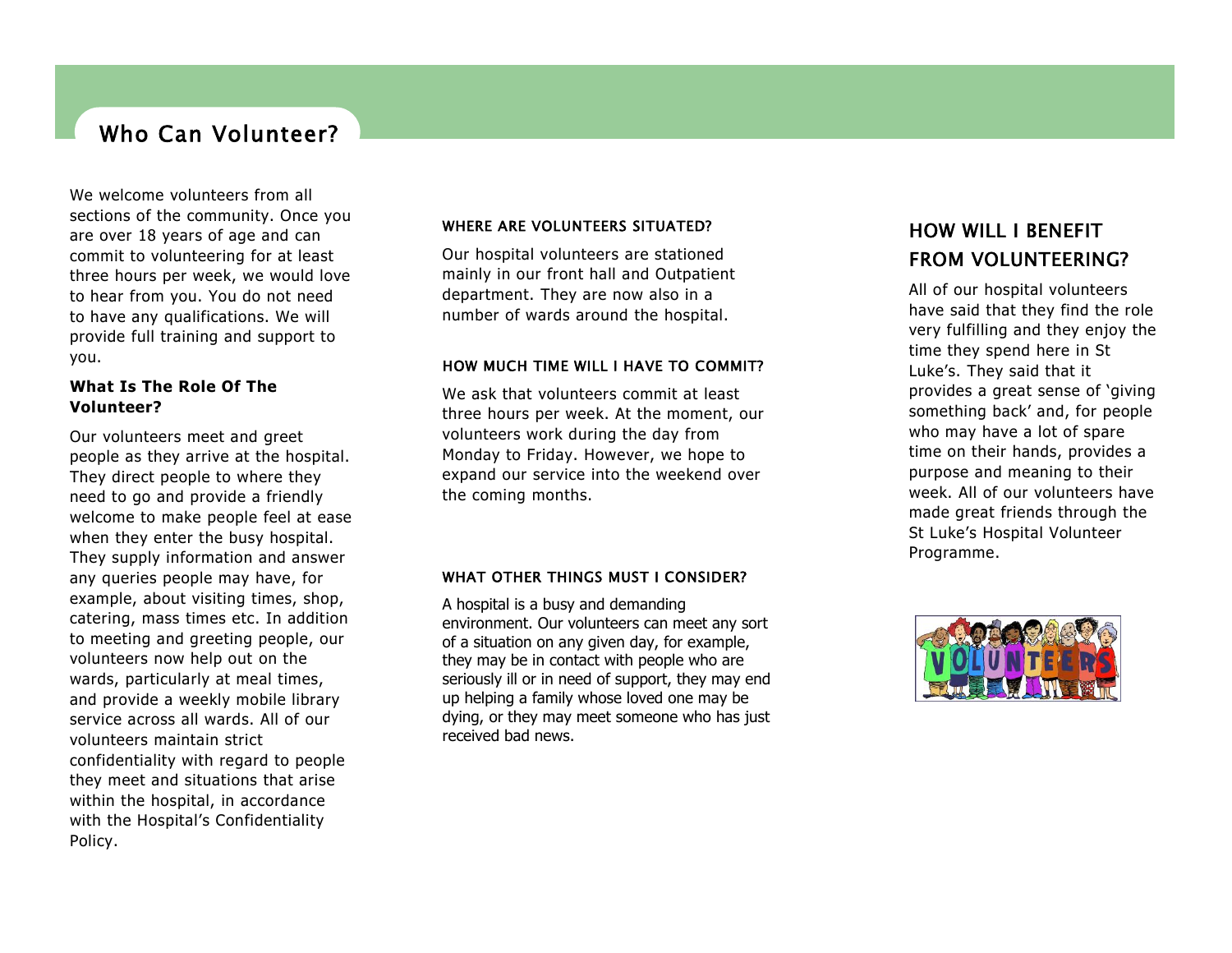## Who Can Volunteer?

We welcome volunteers from all sections of the community. Once you are over 18 years of age and can commit to volunteering for at least three hours per week, we would love to hear from you. You do not need to have any qualifications. We will provide full training and support to you.

**What Is The Role Of The Volunteer?**

Our volunteers meet and greet people as they arrive at the hospital. They direct people to where they need to go and provide a friendly welcome to make people feel at ease when they enter the busy hospital. They supply information and answer any queries people may have, for example, about visiting times, shop, catering, mass times etc. In addition to meeting and greeting people, our volunteers now help out on the wards, particularly at meal times, and provide a weekly mobile library service across all wards. All of our volunteers maintain strict confidentiality with regard to people they meet and situations that arise within the hospital, in accordance with the Hospital's Confidentiality Policy.

#### WHERE ARE VOLUNTEERS SITUATED?

Our hospital volunteers are stationed mainly in our front hall and Outpatient department. They are now also in a number of wards around the hospital.

#### HOW MUCH TIME WILL I HAVE TO COMMIT?

We ask that volunteers commit at least three hours per week. At the moment, our volunteers work during the day from Monday to Friday. However, we hope to expand our service into the weekend over the coming months.

#### WHAT OTHER THINGS MUST I CONSIDER?

A hospital is a busy and demanding environment. Our volunteers can meet any sort of a situation on any given day, for example, they may be in contact with people who are seriously ill or in need of support, they may end up helping a family whose loved one may be dying, or they may meet someone who has just received bad news.

### HOW WILL I BENEFIT FROM VOLUNTEERING?

All of our hospital volunteers have said that they find the role very fulfilling and they enjoy the time they spend here in St Luke's. They said that it provides a great sense of 'giving something back' and, for people who may have a lot of spare time on their hands, provides a purpose and meaning to their week. All of our volunteers have made great friends through the St Luke's Hospital Volunteer Programme.